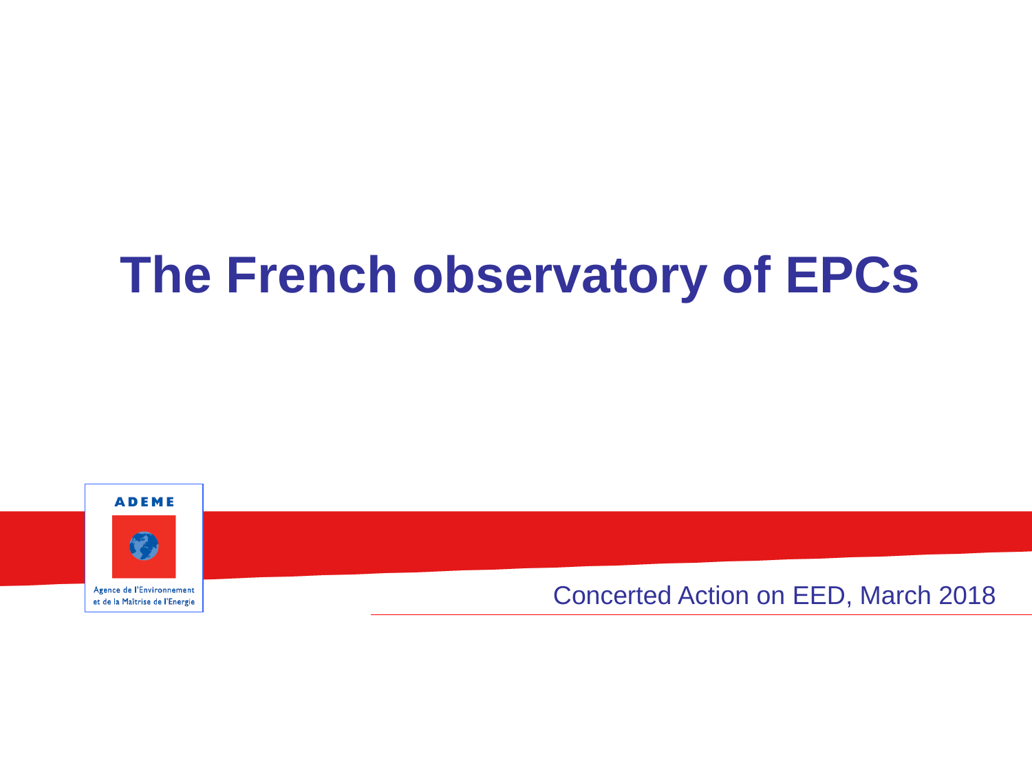# The French observatory of EPCs

ADEME

Agence de l'Environnement et de la Maîtrise de l'Energie

Concerted Action on EED, March 2018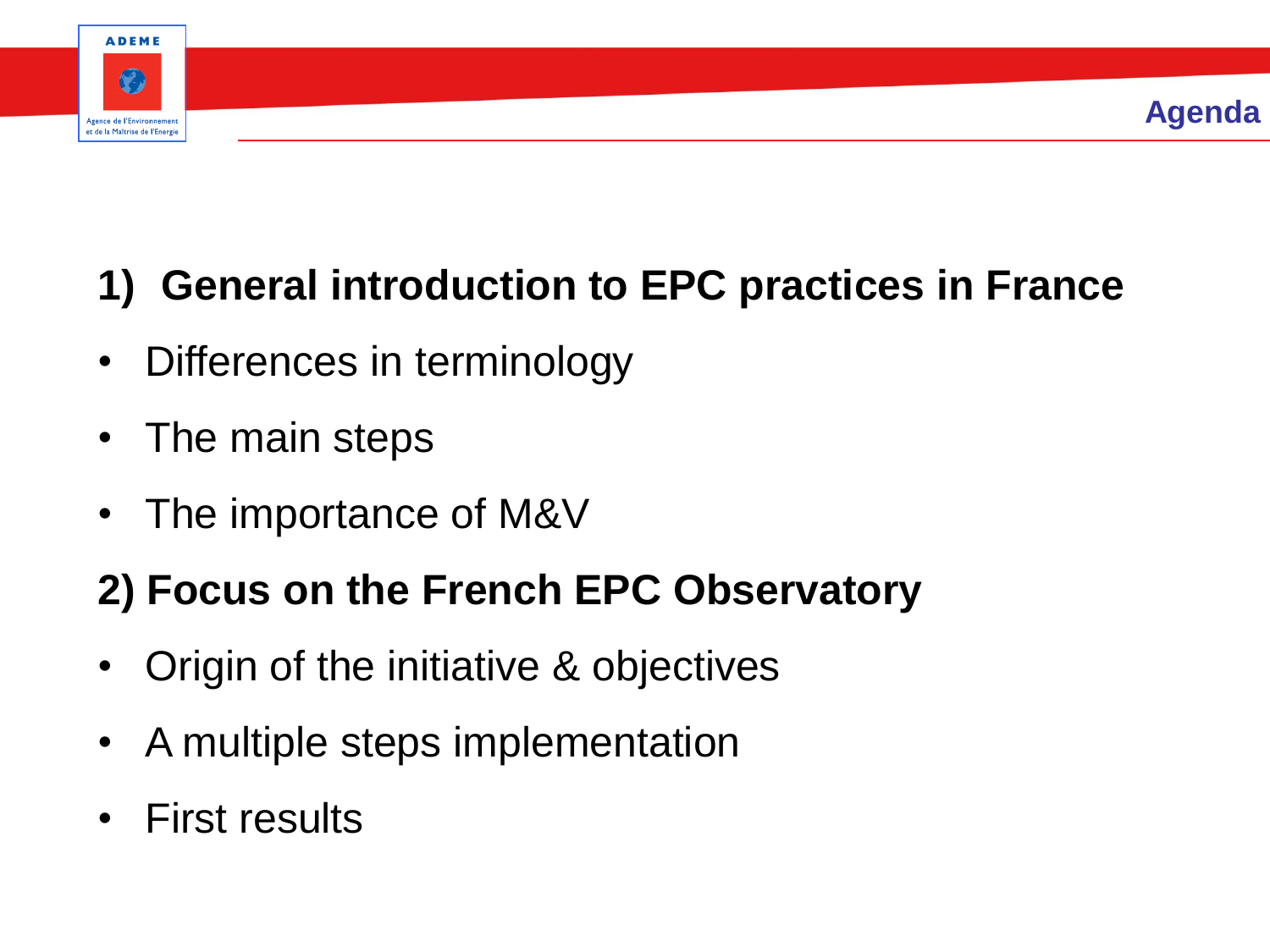# Agenda

## 1) General introduction to EPC practices in France

- Differences in terminology
- The main steps
- The importance of M&V

## 2) Focus on the French EPC Observatory

- Origin of the initiative & objectives
- A multiple steps implementation
- First results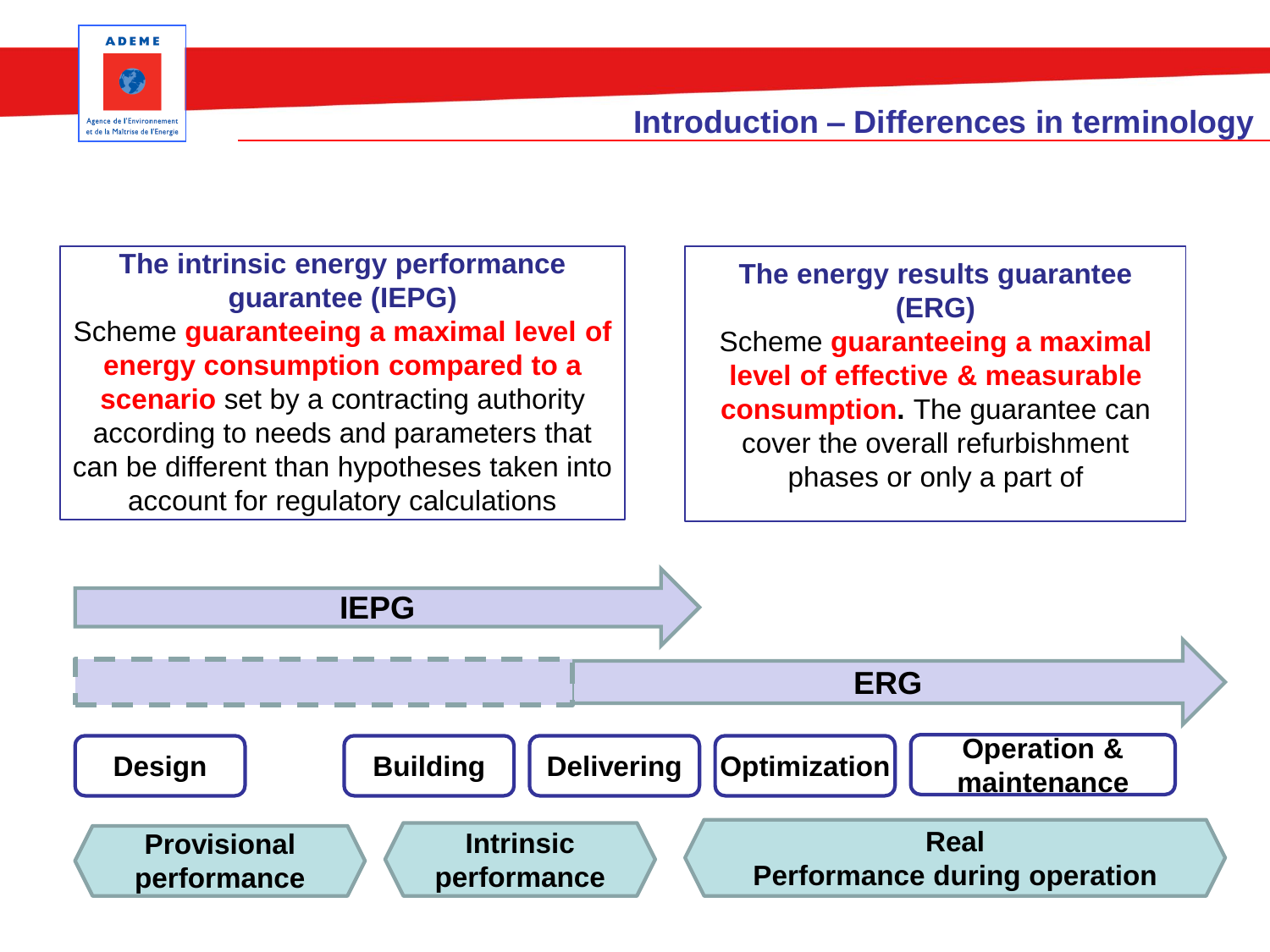# Introduction – Differences in terminology

**The intrinsic energy performance guarantee (IEPG)**

Scheme **guaranteeing a maximal level of energy consumption compared to a scenario** set by a contracting authority according to needs and parameters that can be different than hypotheses taken into account for regulatory calculations

**The energy results guarantee (ERG)**

Scheme **guaranteeing a maximal level of effective & measurable consumption.** The guarantee can cover the overall refurbishment phases or only a part of

**IEPG**

**ERG**

**Design** | **Building** | **Delivering** | **Optimization** | **Operation & maintenance**

**Provisional performance** | **Intrinsic performance** | **Real Performance during operation**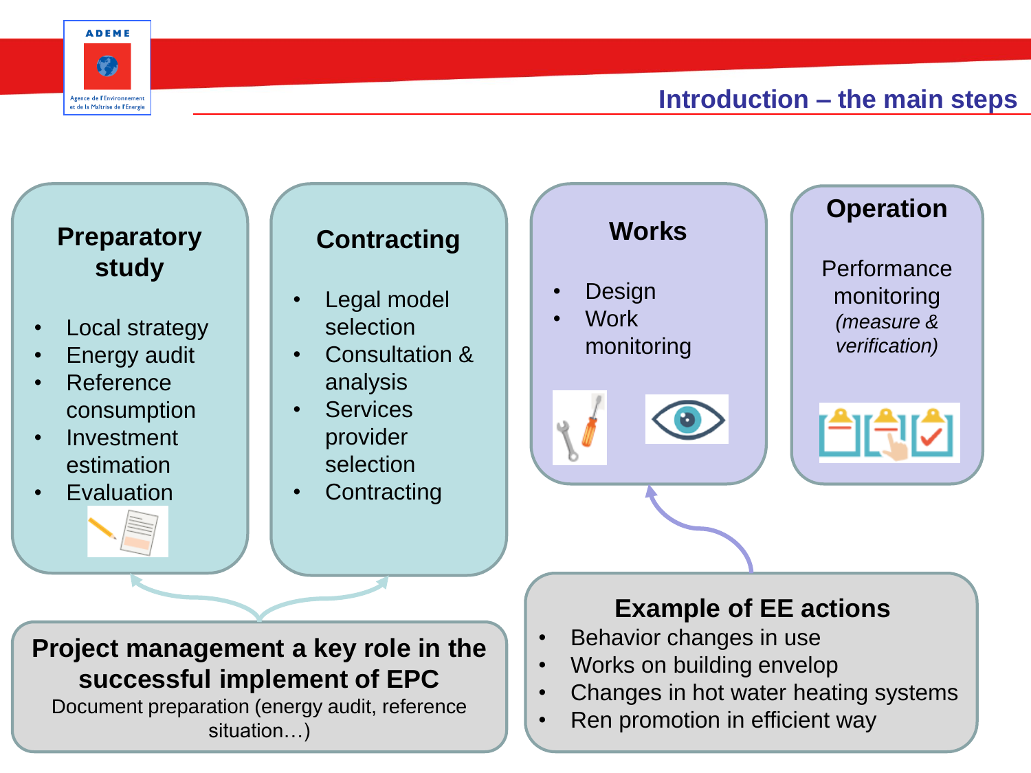# Introduction – the main steps

### Preparatory study

- Local strategy
- Energy audit
- Reference consumption
- Investment estimation
- Evaluation

### Contracting

- Legal model selection
- Consultation & analysis
- Services provider selection
- Contracting

### Works

- Design
- Work monitoring

### Operation

Performance monitoring
*(measure & verification)*

**Project management a key role in the successful implement of EPC**

Document preparation (energy audit, reference situation…)

**Example of EE actions**

- Behavior changes in use
- Works on building envelop
- Changes in hot water heating systems
- Ren promotion in efficient way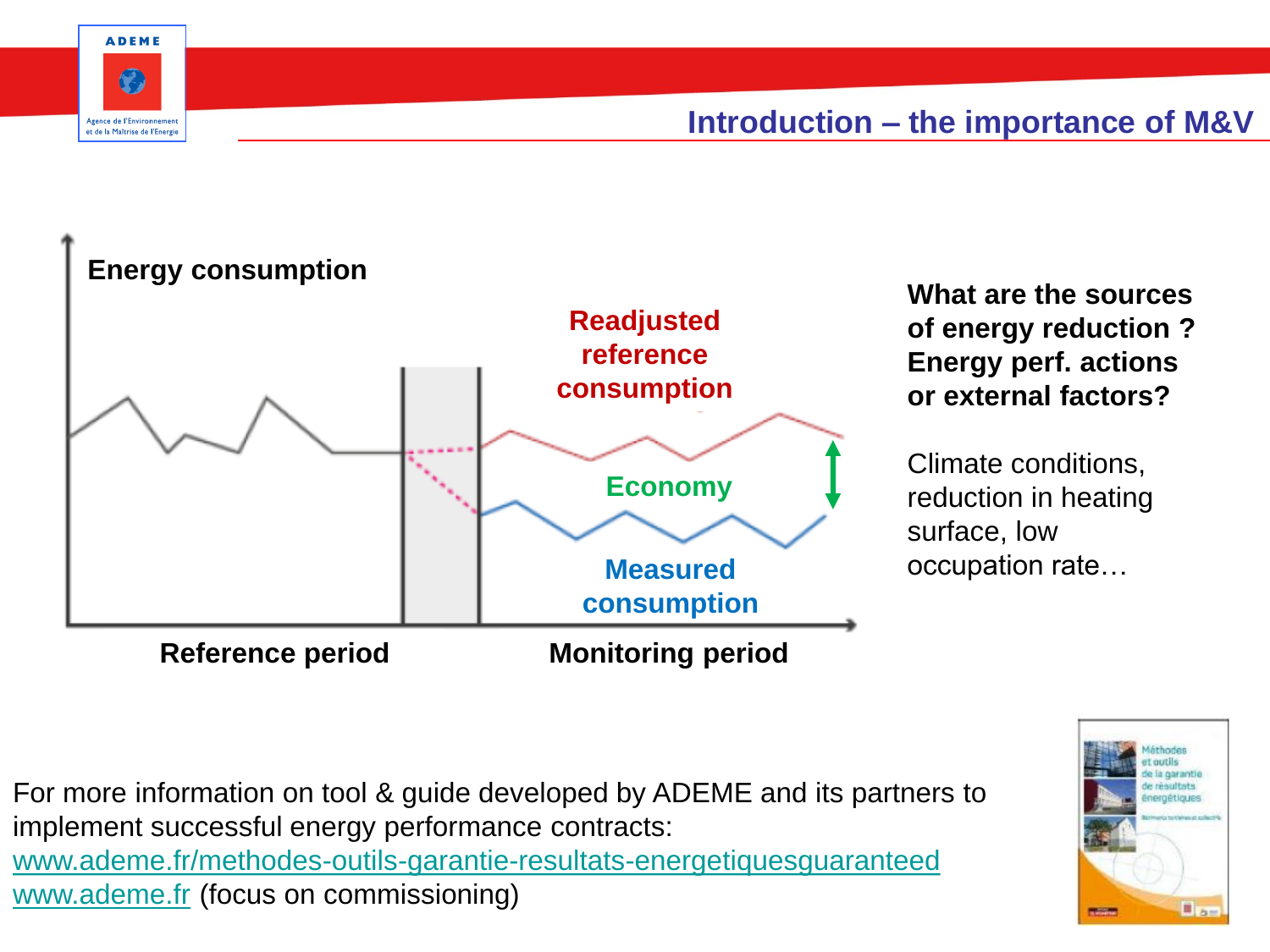## Introduction – the importance of M&V

Energy consumption

Readjusted reference consumption

Economy

Measured consumption

Reference period

Monitoring period

**What are the sources of energy reduction ? Energy perf. actions or external factors?**

Climate conditions, reduction in heating surface, low occupation rate…

For more information on tool & guide developed by ADEME and its partners to implement successful energy performance contracts:
www.ademe.fr/methodes-outils-garantie-resultats-energetiquesguaranteed
www.ademe.fr (focus on commissioning)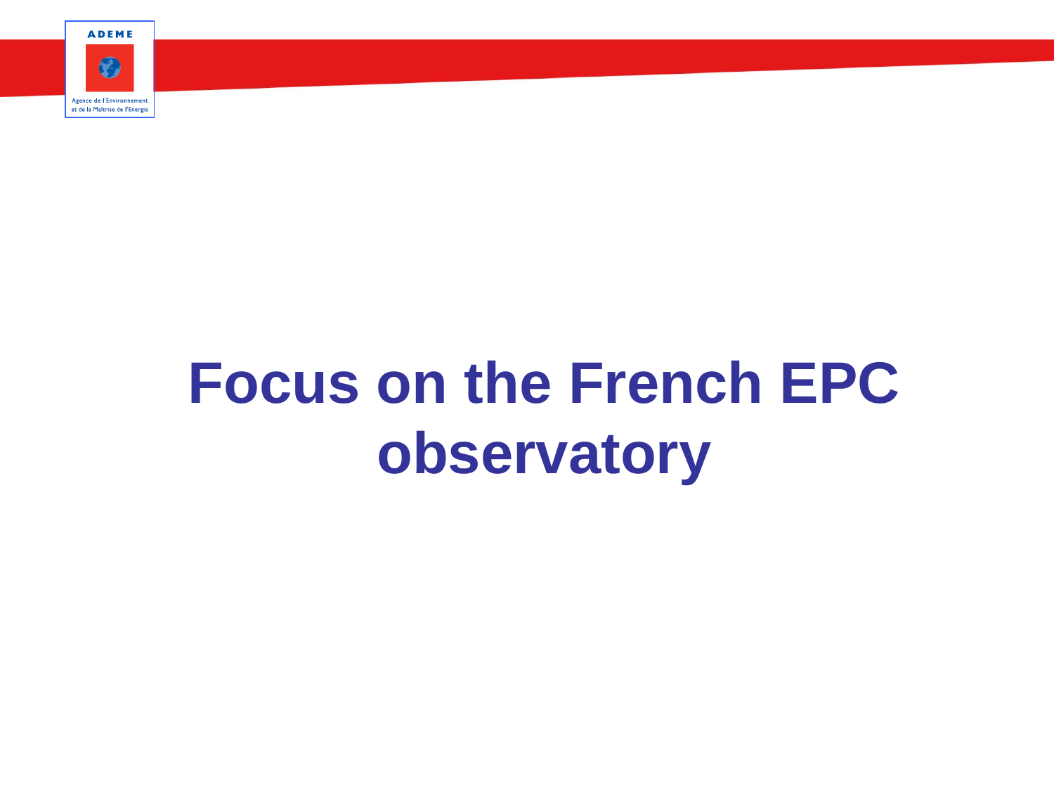# Focus on the French EPC observatory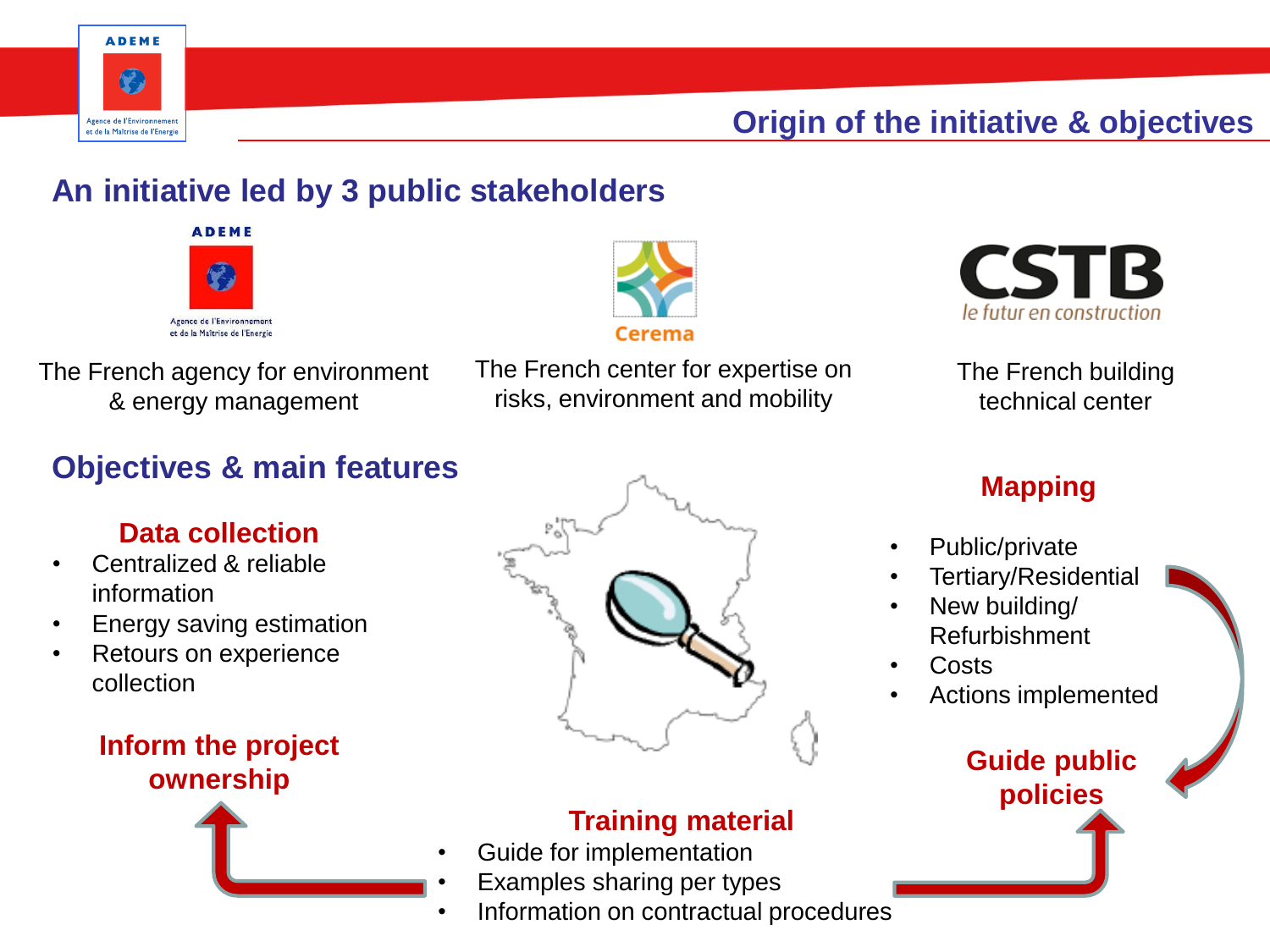# Origin of the initiative & objectives

## An initiative led by 3 public stakeholders

**ADEME** – Agence de l'Environnement et de la Maîtrise de l'Energie

The French agency for environment & energy management

**Cerema**

The French center for expertise on risks, environment and mobility

**CSTB** – *le futur en construction*

The French building technical center

## Objectives & main features

### Data collection

- Centralized & reliable information
- Energy saving estimation
- Retours on experience collection

### Mapping

- Public/private
- Tertiary/Residential
- New building/ Refurbishment
- Costs
- Actions implemented

### Guide public policies

### Training material

- Guide for implementation
- Examples sharing per types
- Information on contractual procedures

### Inform the project ownership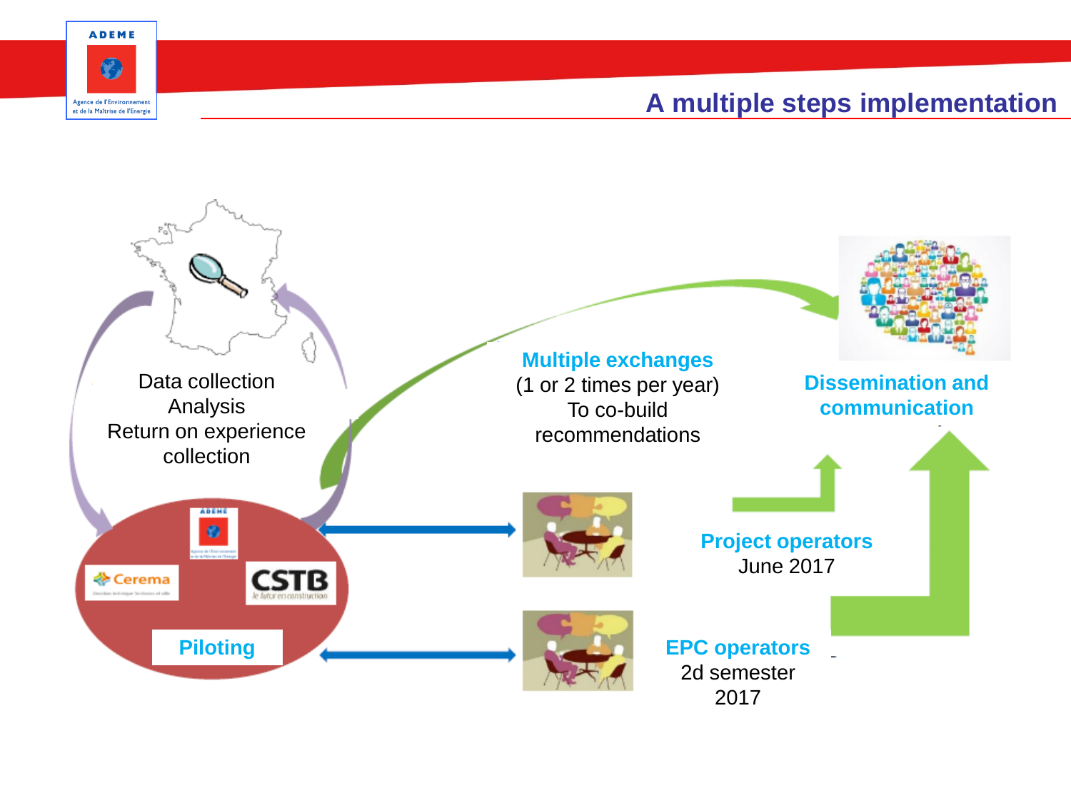# A multiple steps implementation

Data collection
Analysis
Return on experience collection

**Piloting**

**Multiple exchanges**
(1 or 2 times per year)
To co-build recommendations

**Dissemination and communication**

**Project operators**
June 2017

**EPC operators**
2d semester 2017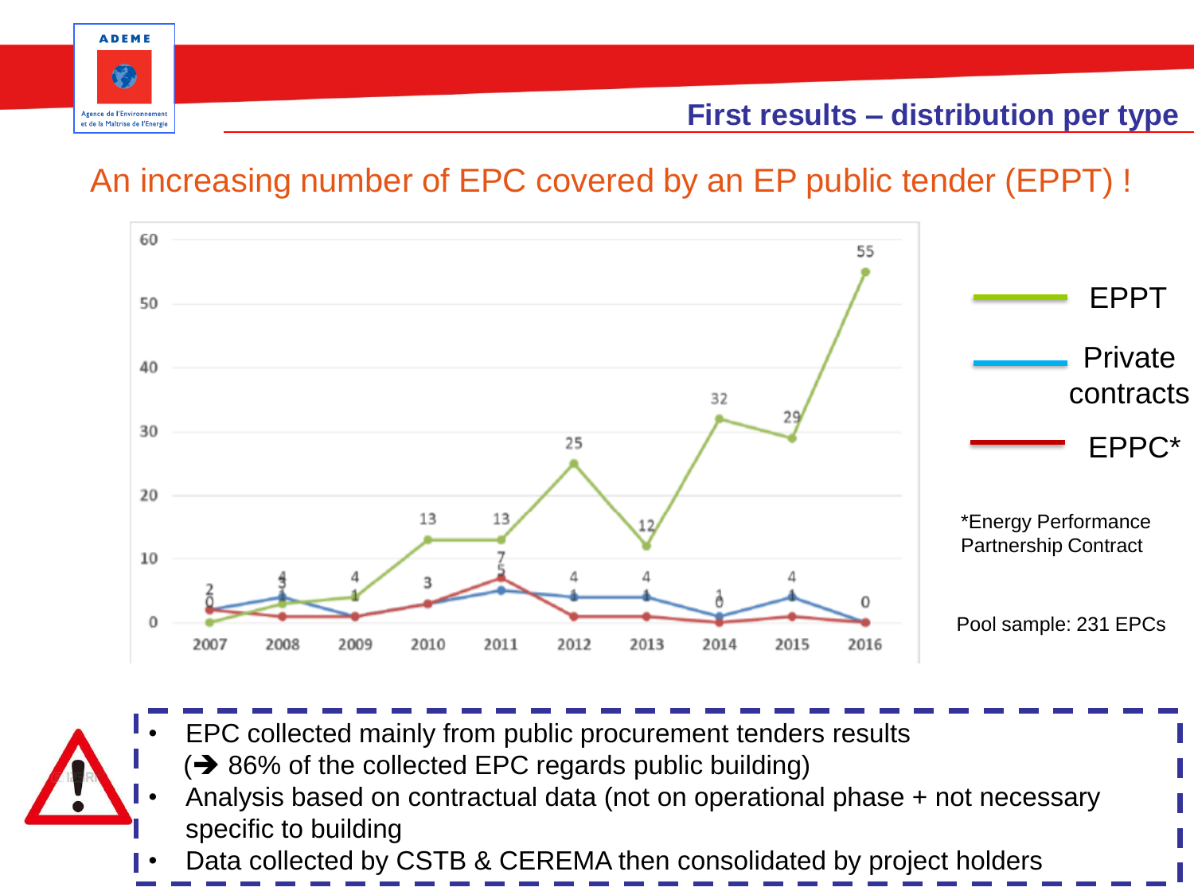## First results – distribution per type

### An increasing number of EPC covered by an EP public tender (EPPT) !

| Year | EPPT | Private contracts | EPPC* |
|---|---|---|---|
| 2007 | 0 | 2 | 2 |
| 2008 | 3 | 4 | 1 |
| 2009 | 4 | 1 | 1 |
| 2010 | 13 | 3 | 3 |
| 2011 | 13 | 5 | 7 |
| 2012 | 25 | 4 | 1 |
| 2013 | 12 | 4 | 1 |
| 2014 | 32 | 1 | 0 |
| 2015 | 29 | 4 | 1 |
| 2016 | 55 | 0 | 0 |

*Energy Performance Partnership Contract

Pool sample: 231 EPCs

- EPC collected mainly from public procurement tenders results (➔ 86% of the collected EPC regards public building)
- Analysis based on contractual data (not on operational phase + not necessary specific to building
- Data collected by CSTB & CEREMA then consolidated by project holders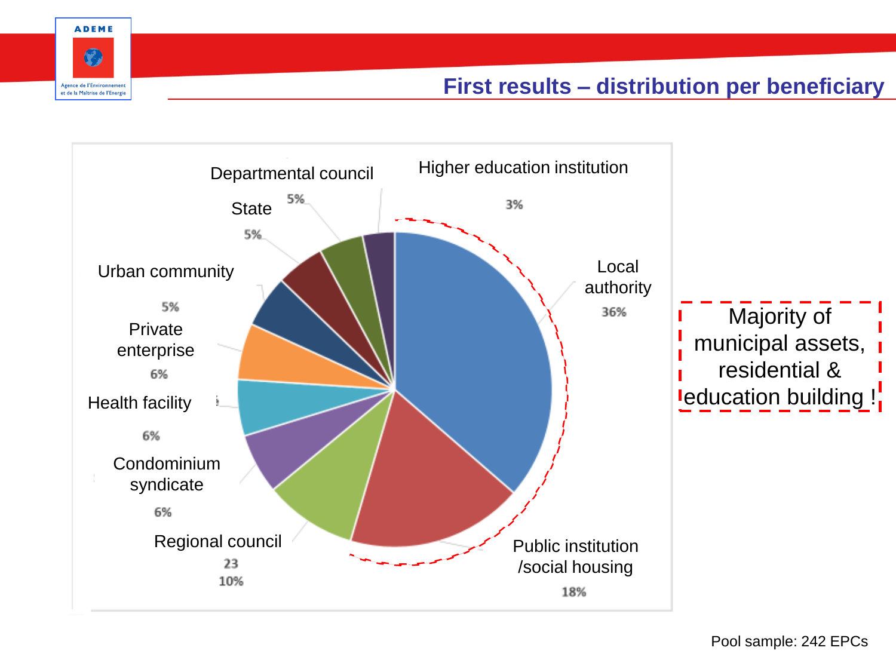# First results – distribution per beneficiary

| Beneficiary | Share |
|---|---|
| Local authority | 36% |
| Public institution /social housing | 18% |
| Regional council | 23 10% |
| Condominium syndicate | 6% |
| Health facility | 6% |
| Private enterprise | 6% |
| Urban community | 5% |
| State | 5% |
| Departmental council | 5% |
| Higher education institution | 3% |

Majority of municipal assets, residential & education building !

Pool sample: 242 EPCs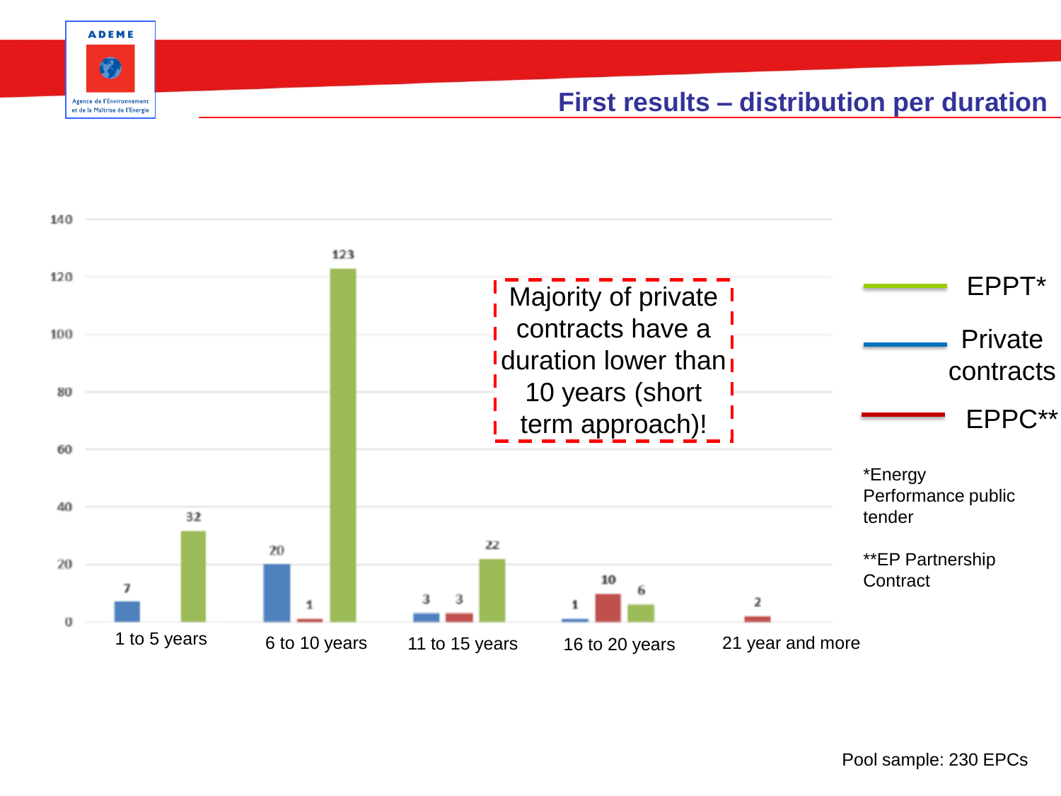## First results – distribution per duration

| | Private contracts | EPPC** | EPPT* |
|---|---|---|---|
| 1 to 5 years | 7 | | 32 |
| 6 to 10 years | 20 | 1 | 123 |
| 11 to 15 years | 3 | 3 | 22 |
| 16 to 20 years | 1 | 10 | 6 |
| 21 year and more | | 2 | |

Majority of private contracts have a duration lower than 10 years (short term approach)!

*Energy Performance public tender

**EP Partnership Contract

Pool sample: 230 EPCs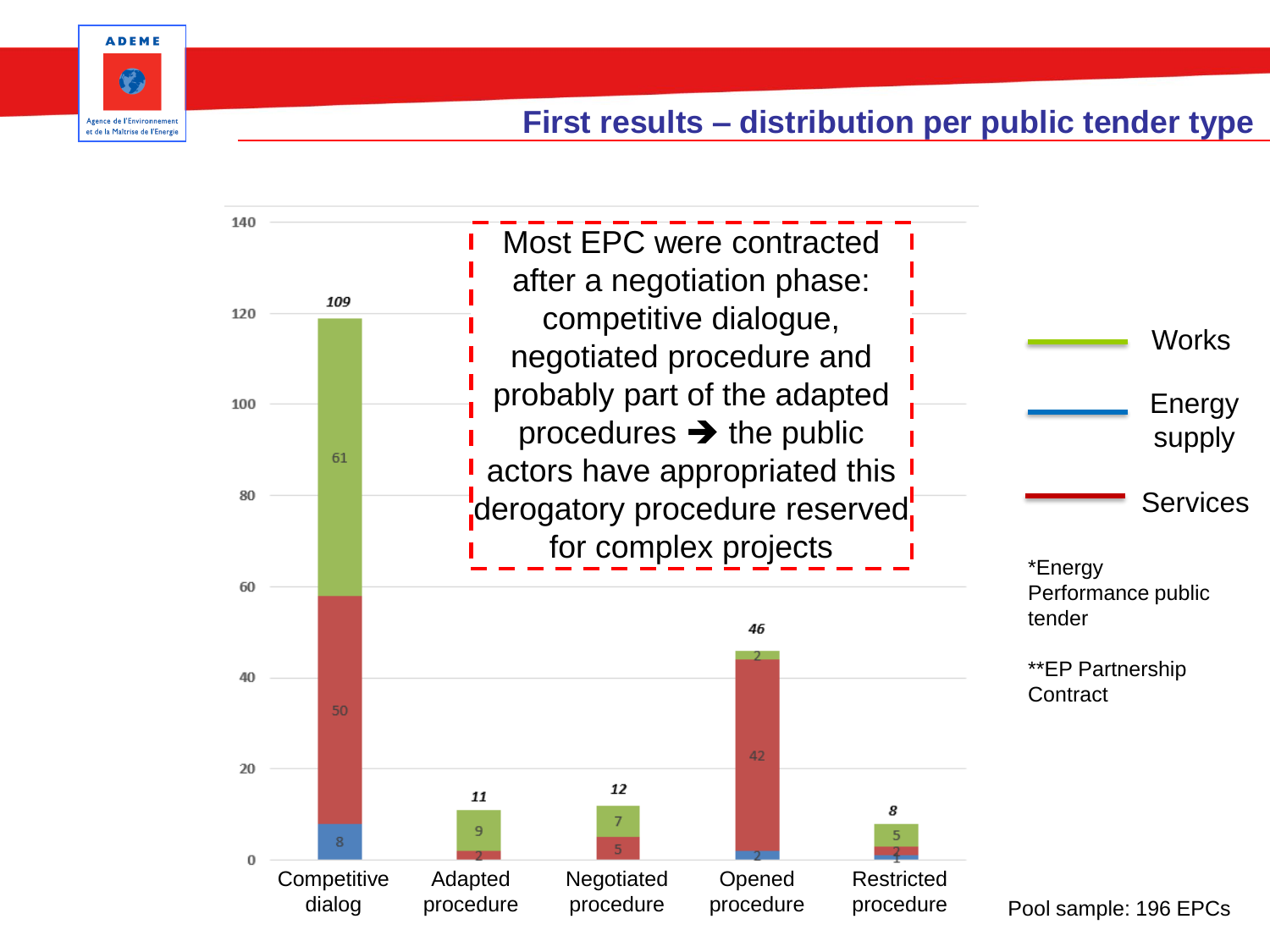## First results – distribution per public tender type

| | Competitive dialog | Adapted procedure | Negotiated procedure | Opened procedure | Restricted procedure |
|---|---|---|---|---|---|
| Works | 61 | 9 | 7 | 2 | 5 |
| Services | 50 | 2 | 5 | 42 | 2 |
| Energy supply | 8 | | | 2 | 1 |
| Total | 109 | 11 | 12 | 46 | 8 |

Most EPC were contracted after a negotiation phase: competitive dialogue, negotiated procedure and probably part of the adapted procedures ➔ the public actors have appropriated this derogatory procedure reserved for complex projects

*Energy Performance public tender

**EP Partnership Contract

Pool sample: 196 EPCs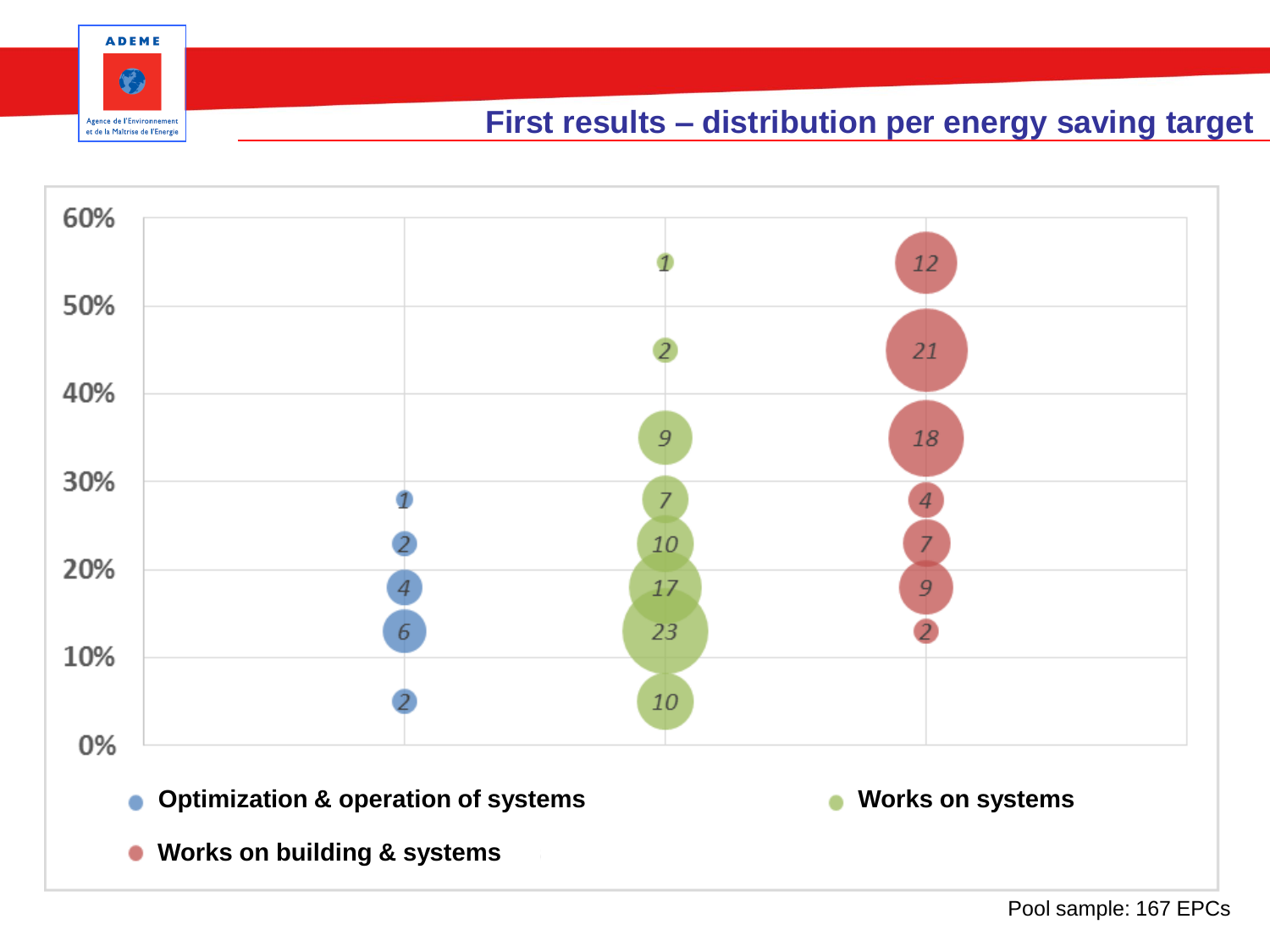# First results – distribution per energy saving target

| Energy saving target | Optimization & operation of systems | Works on systems | Works on building & systems |
|---|---|---|---|
| 55% | | 1 | 12 |
| 45% | | 2 | 21 |
| 35% | | 9 | 18 |
| 28% | 1 | 7 | 4 |
| 23% | 2 | 10 | 7 |
| 18% | 4 | 17 | 9 |
| 13% | 6 | 23 | 2 |
| 5% | 2 | 10 | |

- Optimization & operation of systems
- Works on systems
- Works on building & systems

Pool sample: 167 EPCs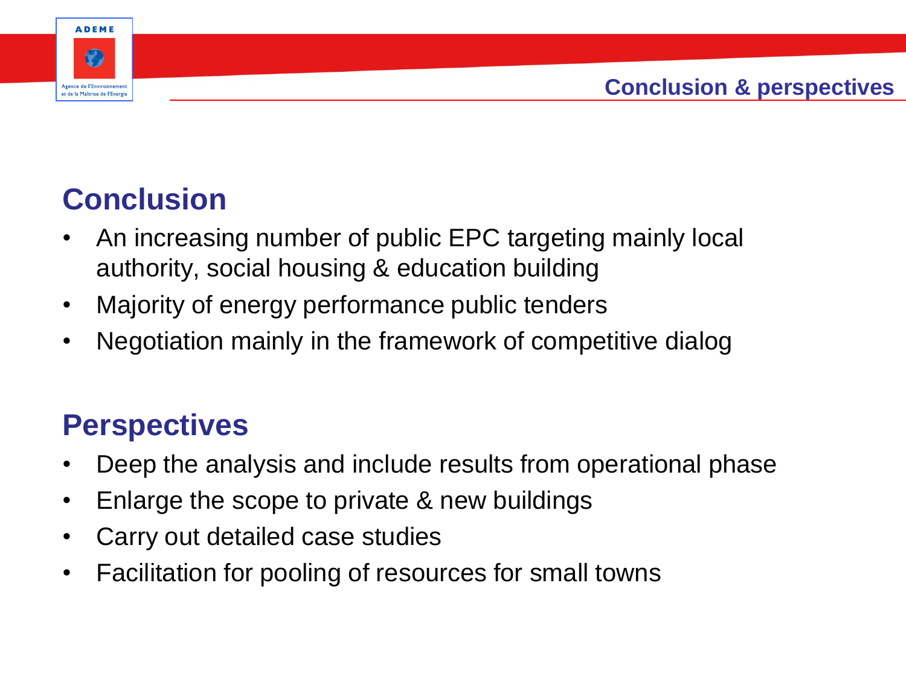# Conclusion & perspectives

## Conclusion

- An increasing number of public EPC targeting mainly local authority, social housing & education building
- Majority of energy performance public tenders
- Negotiation mainly in the framework of competitive dialog

## Perspectives

- Deep the analysis and include results from operational phase
- Enlarge the scope to private & new buildings
- Carry out detailed case studies
- Facilitation for pooling of resources for small towns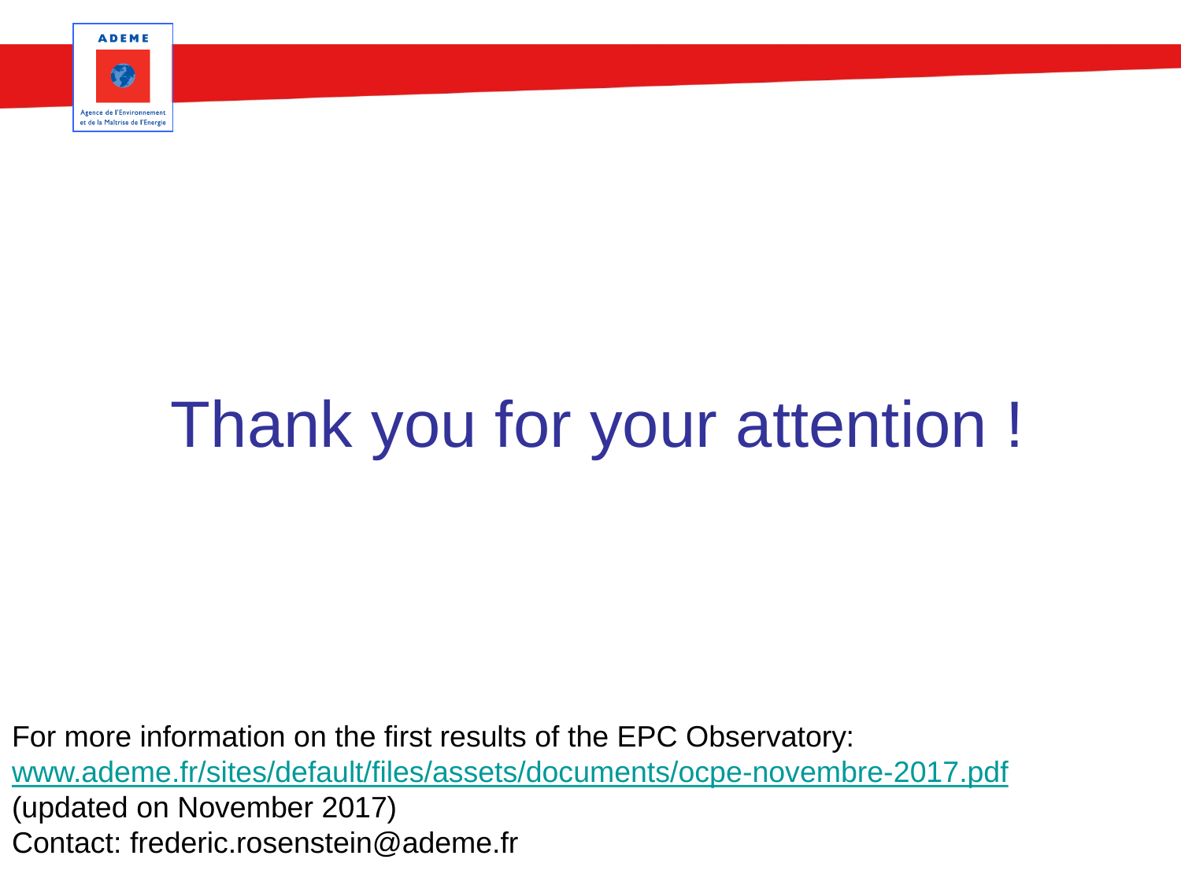# Thank you for your attention !

For more information on the first results of the EPC Observatory:
www.ademe.fr/sites/default/files/assets/documents/ocpe-novembre-2017.pdf
(updated on November 2017)
Contact: frederic.rosenstein@ademe.fr